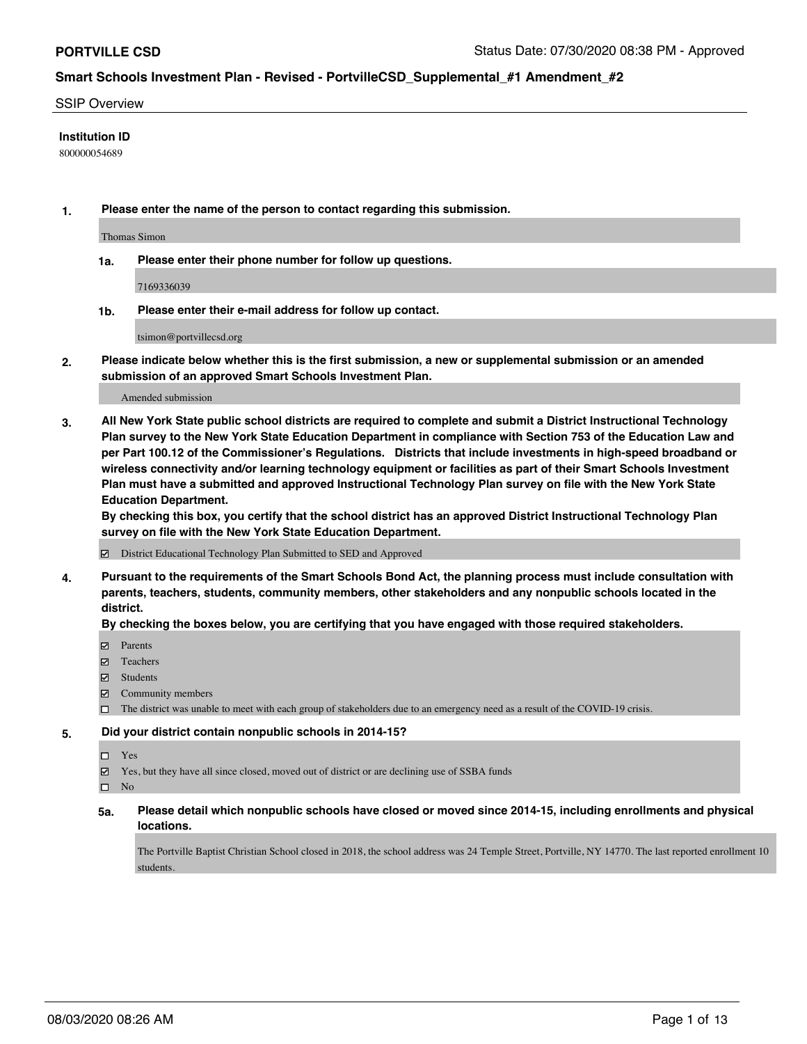**PORTVILLE CSD** Status Date: 07/30/2020 08:38 PM - Approved

## Smart Schools Investment Plan - Revised - PortvilleCSD_Supplemental_#1 Amendment_#2

SSIP Overview

**Institution ID**

800000054689

**1. Please enter the name of the person to contact regarding this submission.**

Thomas Simon

**1a. Please enter their phone number for follow up questions.**

7169336039

**1b. Please enter their e-mail address for follow up contact.**

tsimon@portvillecsd.org

**2. Please indicate below whether this is the first submission, a new or supplemental submission or an amended submission of an approved Smart Schools Investment Plan.**

Amended submission

**3. All New York State public school districts are required to complete and submit a District Instructional Technology Plan survey to the New York State Education Department in compliance with Section 753 of the Education Law and per Part 100.12 of the Commissioner's Regulations. Districts that include investments in high-speed broadband or wireless connectivity and/or learning technology equipment or facilities as part of their Smart Schools Investment Plan must have a submitted and approved Instructional Technology Plan survey on file with the New York State Education Department.**

**By checking this box, you certify that the school district has an approved District Instructional Technology Plan survey on file with the New York State Education Department.**

- [x] District Educational Technology Plan Submitted to SED and Approved

**4. Pursuant to the requirements of the Smart Schools Bond Act, the planning process must include consultation with parents, teachers, students, community members, other stakeholders and any nonpublic schools located in the district.**

**By checking the boxes below, you are certifying that you have engaged with those required stakeholders.**

- [x] Parents
- [x] Teachers
- [x] Students
- [x] Community members
- [ ] The district was unable to meet with each group of stakeholders due to an emergency need as a result of the COVID-19 crisis.

**5. Did your district contain nonpublic schools in 2014-15?**

- [ ] Yes
- [x] Yes, but they have all since closed, moved out of district or are declining use of SSBA funds
- [ ] No

**5a. Please detail which nonpublic schools have closed or moved since 2014-15, including enrollments and physical locations.**

The Portville Baptist Christian School closed in 2018, the school address was 24 Temple Street, Portville, NY 14770. The last reported enrollment 10 students.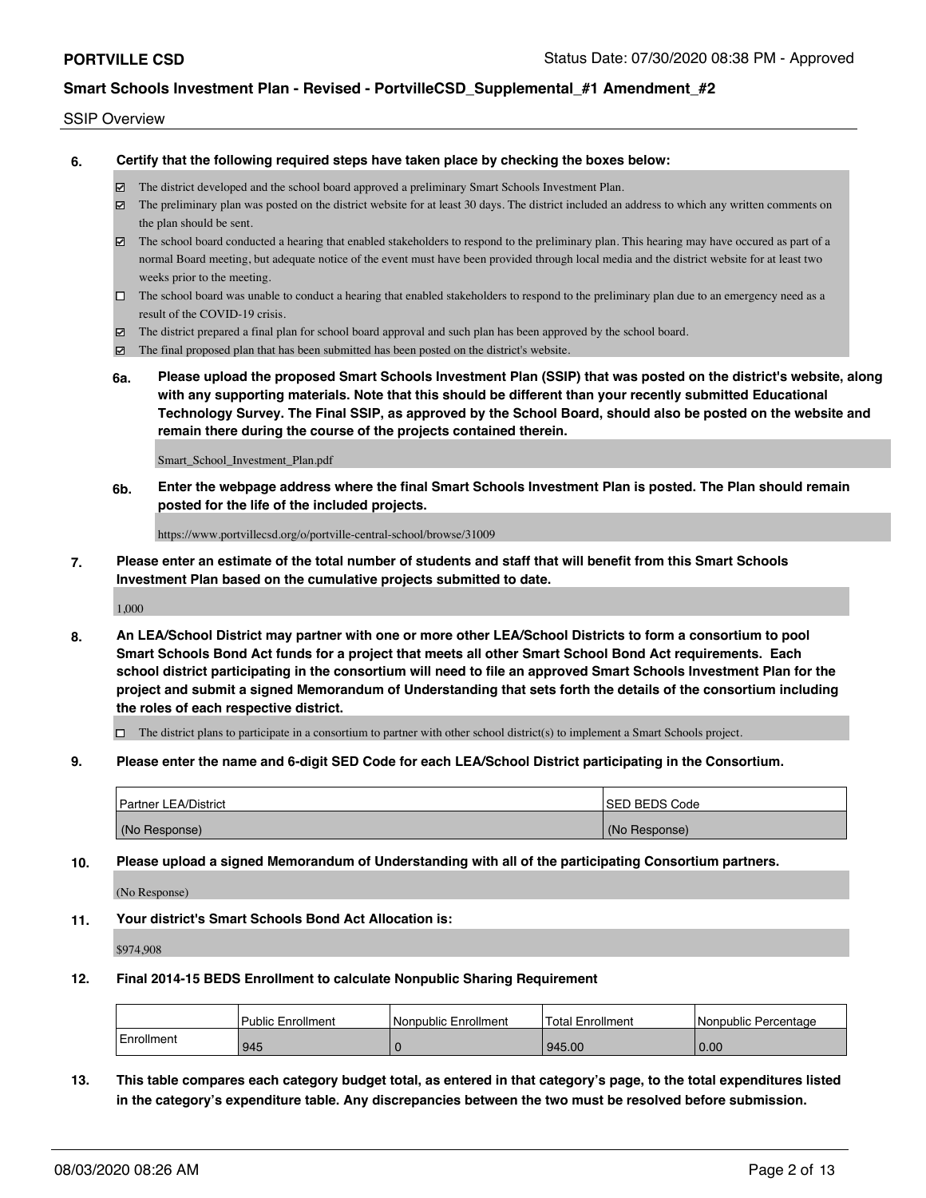SSIP Overview

**6. Certify that the following required steps have taken place by checking the boxes below:**

- ☑ The district developed and the school board approved a preliminary Smart Schools Investment Plan.
- ☑ The preliminary plan was posted on the district website for at least 30 days. The district included an address to which any written comments on the plan should be sent.
- ☑ The school board conducted a hearing that enabled stakeholders to respond to the preliminary plan. This hearing may have occured as part of a normal Board meeting, but adequate notice of the event must have been provided through local media and the district website for at least two weeks prior to the meeting.
- ☐ The school board was unable to conduct a hearing that enabled stakeholders to respond to the preliminary plan due to an emergency need as a result of the COVID-19 crisis.
- ☑ The district prepared a final plan for school board approval and such plan has been approved by the school board.
- ☑ The final proposed plan that has been submitted has been posted on the district's website.

**6a. Please upload the proposed Smart Schools Investment Plan (SSIP) that was posted on the district's website, along with any supporting materials. Note that this should be different than your recently submitted Educational Technology Survey. The Final SSIP, as approved by the School Board, should also be posted on the website and remain there during the course of the projects contained therein.**

Smart_School_Investment_Plan.pdf

**6b. Enter the webpage address where the final Smart Schools Investment Plan is posted. The Plan should remain posted for the life of the included projects.**

https://www.portvillecsd.org/o/portville-central-school/browse/31009

**7. Please enter an estimate of the total number of students and staff that will benefit from this Smart Schools Investment Plan based on the cumulative projects submitted to date.**

1,000

**8. An LEA/School District may partner with one or more other LEA/School Districts to form a consortium to pool Smart Schools Bond Act funds for a project that meets all other Smart School Bond Act requirements. Each school district participating in the consortium will need to file an approved Smart Schools Investment Plan for the project and submit a signed Memorandum of Understanding that sets forth the details of the consortium including the roles of each respective district.**

- ☐ The district plans to participate in a consortium to partner with other school district(s) to implement a Smart Schools project.

**9. Please enter the name and 6-digit SED Code for each LEA/School District participating in the Consortium.**

| Partner LEA/District | SED BEDS Code |
|---|---|
| (No Response) | (No Response) |

**10. Please upload a signed Memorandum of Understanding with all of the participating Consortium partners.**

(No Response)

**11. Your district's Smart Schools Bond Act Allocation is:**

$974,908

**12. Final 2014-15 BEDS Enrollment to calculate Nonpublic Sharing Requirement**

| | Public Enrollment | Nonpublic Enrollment | Total Enrollment | Nonpublic Percentage |
|---|---|---|---|---|
| Enrollment | 945 | 0 | 945.00 | 0.00 |

**13. This table compares each category budget total, as entered in that category's page, to the total expenditures listed in the category's expenditure table. Any discrepancies between the two must be resolved before submission.**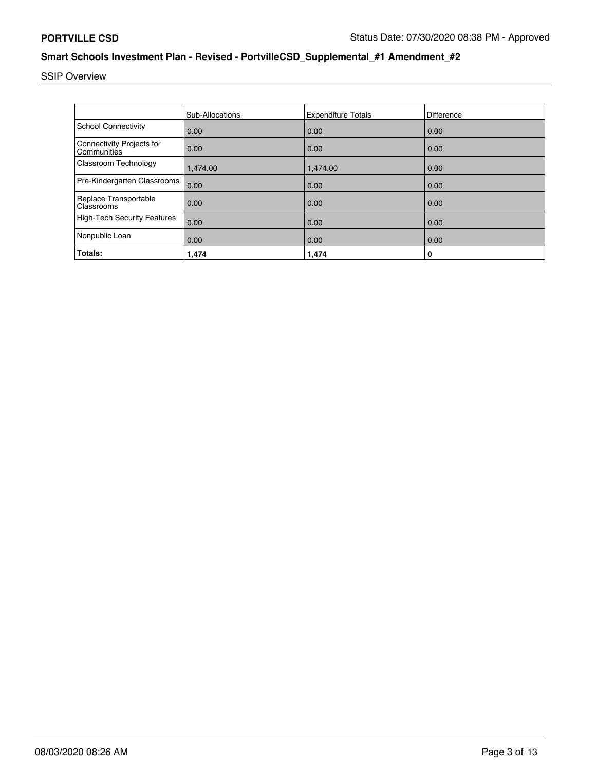SSIP Overview

| | Sub-Allocations | Expenditure Totals | Difference |
|---|---|---|---|
| School Connectivity | 0.00 | 0.00 | 0.00 |
| Connectivity Projects for Communities | 0.00 | 0.00 | 0.00 |
| Classroom Technology | 1,474.00 | 1,474.00 | 0.00 |
| Pre-Kindergarten Classrooms | 0.00 | 0.00 | 0.00 |
| Replace Transportable Classrooms | 0.00 | 0.00 | 0.00 |
| High-Tech Security Features | 0.00 | 0.00 | 0.00 |
| Nonpublic Loan | 0.00 | 0.00 | 0.00 |
| **Totals:** | **1,474** | **1,474** | **0** |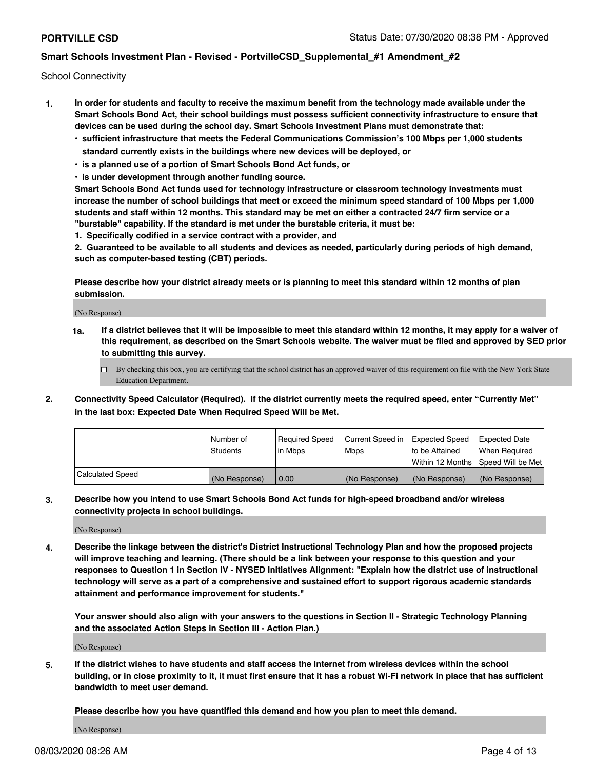School Connectivity

1. **In order for students and faculty to receive the maximum benefit from the technology made available under the Smart Schools Bond Act, their school buildings must possess sufficient connectivity infrastructure to ensure that devices can be used during the school day. Smart Schools Investment Plans must demonstrate that:**
   - **sufficient infrastructure that meets the Federal Communications Commission's 100 Mbps per 1,000 students standard currently exists in the buildings where new devices will be deployed, or**
   - **is a planned use of a portion of Smart Schools Bond Act funds, or**
   - **is under development through another funding source.**

   **Smart Schools Bond Act funds used for technology infrastructure or classroom technology investments must increase the number of school buildings that meet or exceed the minimum speed standard of 100 Mbps per 1,000 students and staff within 12 months. This standard may be met on either a contracted 24/7 firm service or a "burstable" capability. If the standard is met under the burstable criteria, it must be:**

   **1. Specifically codified in a service contract with a provider, and**

   **2. Guaranteed to be available to all students and devices as needed, particularly during periods of high demand, such as computer-based testing (CBT) periods.**

   **Please describe how your district already meets or is planning to meet this standard within 12 months of plan submission.**

   (No Response)

   **1a. If a district believes that it will be impossible to meet this standard within 12 months, it may apply for a waiver of this requirement, as described on the Smart Schools website. The waiver must be filed and approved by SED prior to submitting this survey.**

   ☐ By checking this box, you are certifying that the school district has an approved waiver of this requirement on file with the New York State Education Department.

2. **Connectivity Speed Calculator (Required). If the district currently meets the required speed, enter "Currently Met" in the last box: Expected Date When Required Speed Will be Met.**

| | Number of Students | Required Speed in Mbps | Current Speed in Mbps | Expected Speed to be Attained Within 12 Months | Expected Date When Required Speed Will be Met |
|---|---|---|---|---|---|
| Calculated Speed | (No Response) | 0.00 | (No Response) | (No Response) | (No Response) |

3. **Describe how you intend to use Smart Schools Bond Act funds for high-speed broadband and/or wireless connectivity projects in school buildings.**

   (No Response)

4. **Describe the linkage between the district's District Instructional Technology Plan and how the proposed projects will improve teaching and learning. (There should be a link between your response to this question and your responses to Question 1 in Section IV - NYSED Initiatives Alignment: "Explain how the district use of instructional technology will serve as a part of a comprehensive and sustained effort to support rigorous academic standards attainment and performance improvement for students."**

   **Your answer should also align with your answers to the questions in Section II - Strategic Technology Planning and the associated Action Steps in Section III - Action Plan.)**

   (No Response)

5. **If the district wishes to have students and staff access the Internet from wireless devices within the school building, or in close proximity to it, it must first ensure that it has a robust Wi-Fi network in place that has sufficient bandwidth to meet user demand.**

   **Please describe how you have quantified this demand and how you plan to meet this demand.**

   (No Response)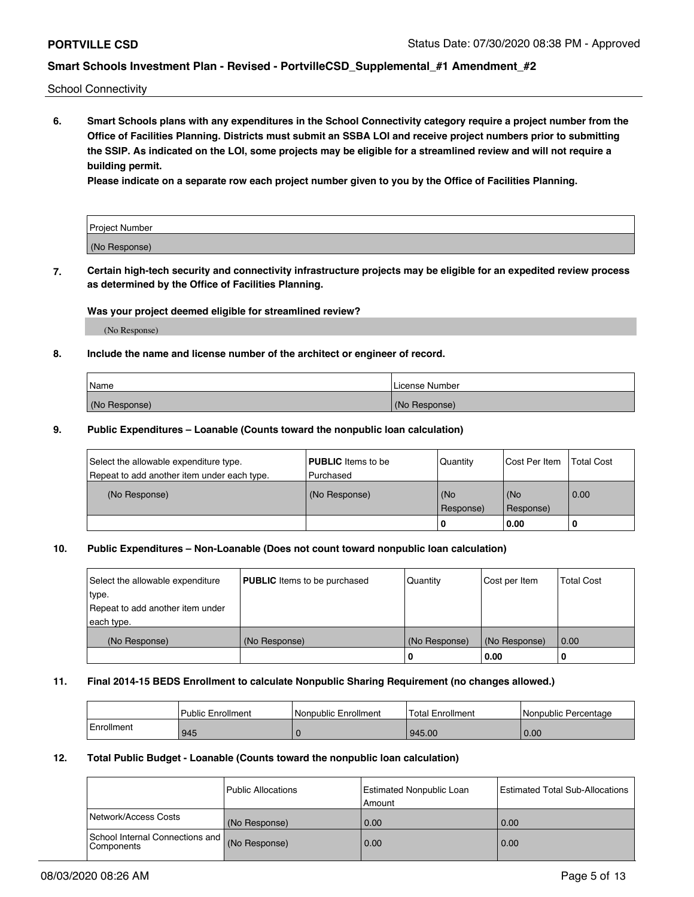School Connectivity

**6. Smart Schools plans with any expenditures in the School Connectivity category require a project number from the Office of Facilities Planning. Districts must submit an SSBA LOI and receive project numbers prior to submitting the SSIP. As indicated on the LOI, some projects may be eligible for a streamlined review and will not require a building permit.**

**Please indicate on a separate row each project number given to you by the Office of Facilities Planning.**

| Project Number |
| --- |
| (No Response) |

**7. Certain high-tech security and connectivity infrastructure projects may be eligible for an expedited review process as determined by the Office of Facilities Planning.**

**Was your project deemed eligible for streamlined review?**

(No Response)

**8. Include the name and license number of the architect or engineer of record.**

| Name | License Number |
| --- | --- |
| (No Response) | (No Response) |

**9. Public Expenditures – Loanable (Counts toward the nonpublic loan calculation)**

| Select the allowable expenditure type. Repeat to add another item under each type. | **PUBLIC** Items to be Purchased | Quantity | Cost Per Item | Total Cost |
| --- | --- | --- | --- | --- |
| (No Response) | (No Response) | (No Response) | (No Response) | 0.00 |
| | | 0 | 0.00 | 0 |

**10. Public Expenditures – Non-Loanable (Does not count toward nonpublic loan calculation)**

| Select the allowable expenditure type. Repeat to add another item under each type. | **PUBLIC** Items to be purchased | Quantity | Cost per Item | Total Cost |
| --- | --- | --- | --- | --- |
| (No Response) | (No Response) | (No Response) | (No Response) | 0.00 |
| | | 0 | 0.00 | 0 |

**11. Final 2014-15 BEDS Enrollment to calculate Nonpublic Sharing Requirement (no changes allowed.)**

| | Public Enrollment | Nonpublic Enrollment | Total Enrollment | Nonpublic Percentage |
| --- | --- | --- | --- | --- |
| Enrollment | 945 | 0 | 945.00 | 0.00 |

**12. Total Public Budget - Loanable (Counts toward the nonpublic loan calculation)**

| | Public Allocations | Estimated Nonpublic Loan Amount | Estimated Total Sub-Allocations |
| --- | --- | --- | --- |
| Network/Access Costs | (No Response) | 0.00 | 0.00 |
| School Internal Connections and Components | (No Response) | 0.00 | 0.00 |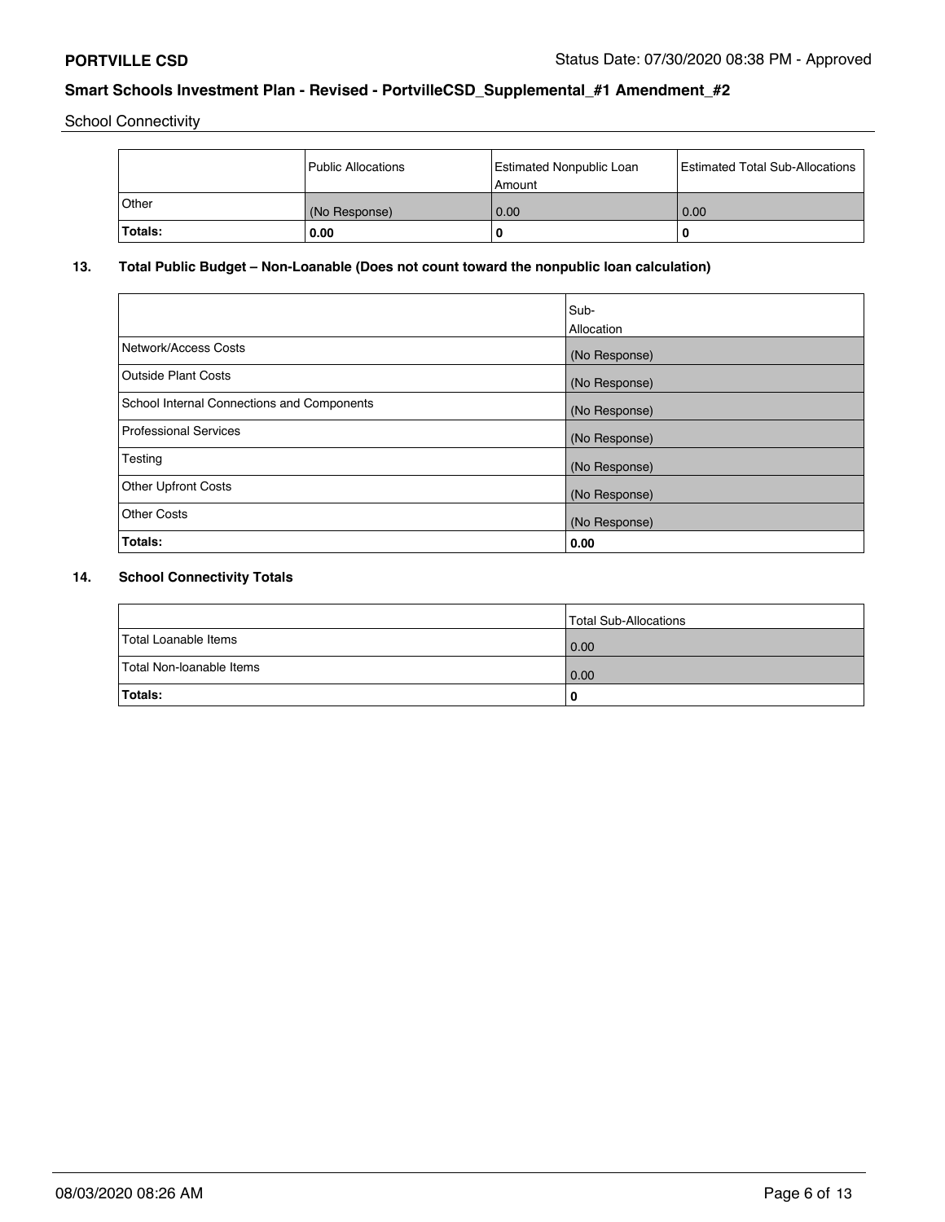School Connectivity

|  | Public Allocations | Estimated Nonpublic Loan Amount | Estimated Total Sub-Allocations |
|---|---|---|---|
| Other | (No Response) | 0.00 | 0.00 |
| **Totals:** | **0.00** | **0** | **0** |

## 13. Total Public Budget – Non-Loanable (Does not count toward the nonpublic loan calculation)

|  | Sub-Allocation |
|---|---|
| Network/Access Costs | (No Response) |
| Outside Plant Costs | (No Response) |
| School Internal Connections and Components | (No Response) |
| Professional Services | (No Response) |
| Testing | (No Response) |
| Other Upfront Costs | (No Response) |
| Other Costs | (No Response) |
| **Totals:** | **0.00** |

## 14. School Connectivity Totals

|  | Total Sub-Allocations |
|---|---|
| Total Loanable Items | 0.00 |
| Total Non-loanable Items | 0.00 |
| **Totals:** | **0** |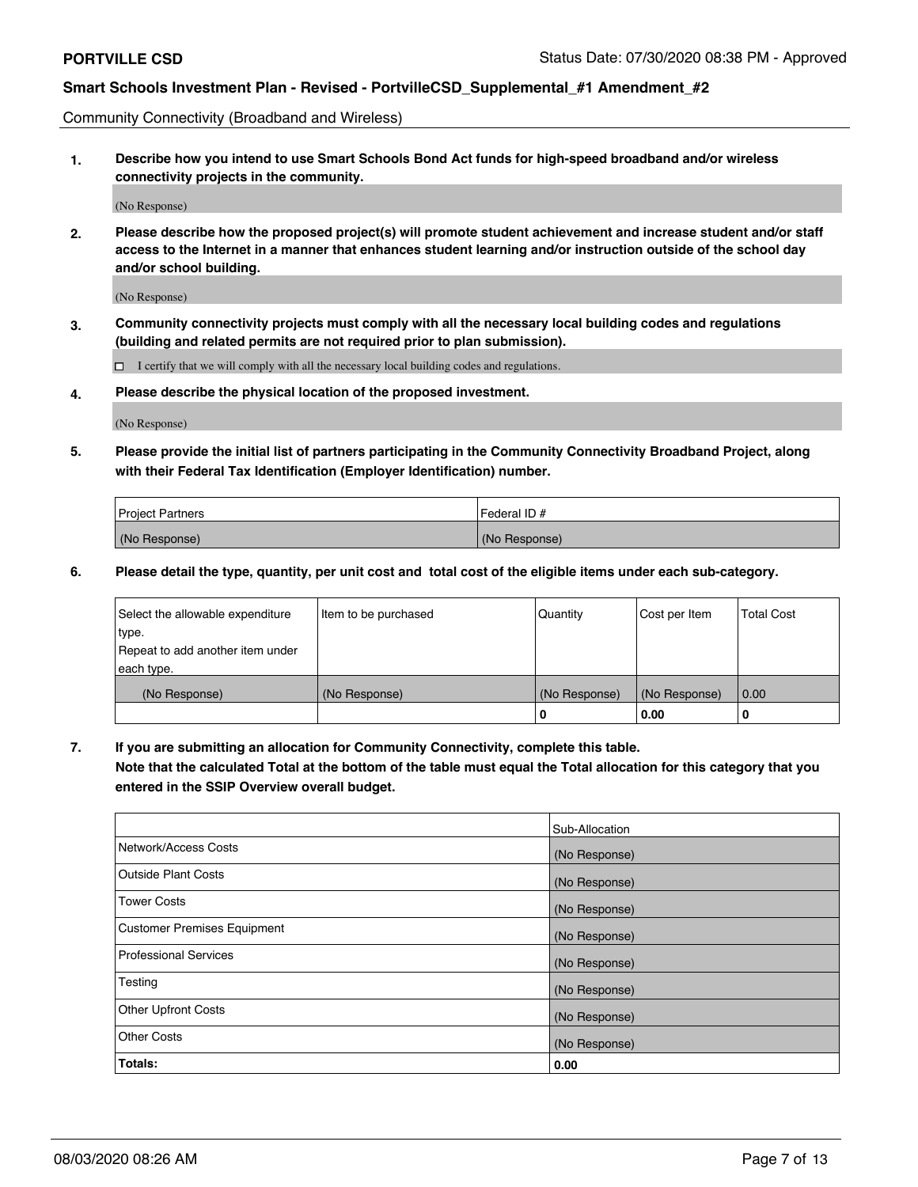Community Connectivity (Broadband and Wireless)

**1. Describe how you intend to use Smart Schools Bond Act funds for high-speed broadband and/or wireless connectivity projects in the community.**

(No Response)

**2. Please describe how the proposed project(s) will promote student achievement and increase student and/or staff access to the Internet in a manner that enhances student learning and/or instruction outside of the school day and/or school building.**

(No Response)

**3. Community connectivity projects must comply with all the necessary local building codes and regulations (building and related permits are not required prior to plan submission).**

☐ I certify that we will comply with all the necessary local building codes and regulations.

**4. Please describe the physical location of the proposed investment.**

(No Response)

**5. Please provide the initial list of partners participating in the Community Connectivity Broadband Project, along with their Federal Tax Identification (Employer Identification) number.**

| Project Partners | Federal ID # |
| --- | --- |
| (No Response) | (No Response) |

**6. Please detail the type, quantity, per unit cost and total cost of the eligible items under each sub-category.**

| Select the allowable expenditure type. Repeat to add another item under each type. | Item to be purchased | Quantity | Cost per Item | Total Cost |
| --- | --- | --- | --- | --- |
| (No Response) | (No Response) | (No Response) | (No Response) | 0.00 |
| | | 0 | 0.00 | 0 |

**7. If you are submitting an allocation for Community Connectivity, complete this table. Note that the calculated Total at the bottom of the table must equal the Total allocation for this category that you entered in the SSIP Overview overall budget.**

| | Sub-Allocation |
| --- | --- |
| Network/Access Costs | (No Response) |
| Outside Plant Costs | (No Response) |
| Tower Costs | (No Response) |
| Customer Premises Equipment | (No Response) |
| Professional Services | (No Response) |
| Testing | (No Response) |
| Other Upfront Costs | (No Response) |
| Other Costs | (No Response) |
| **Totals:** | **0.00** |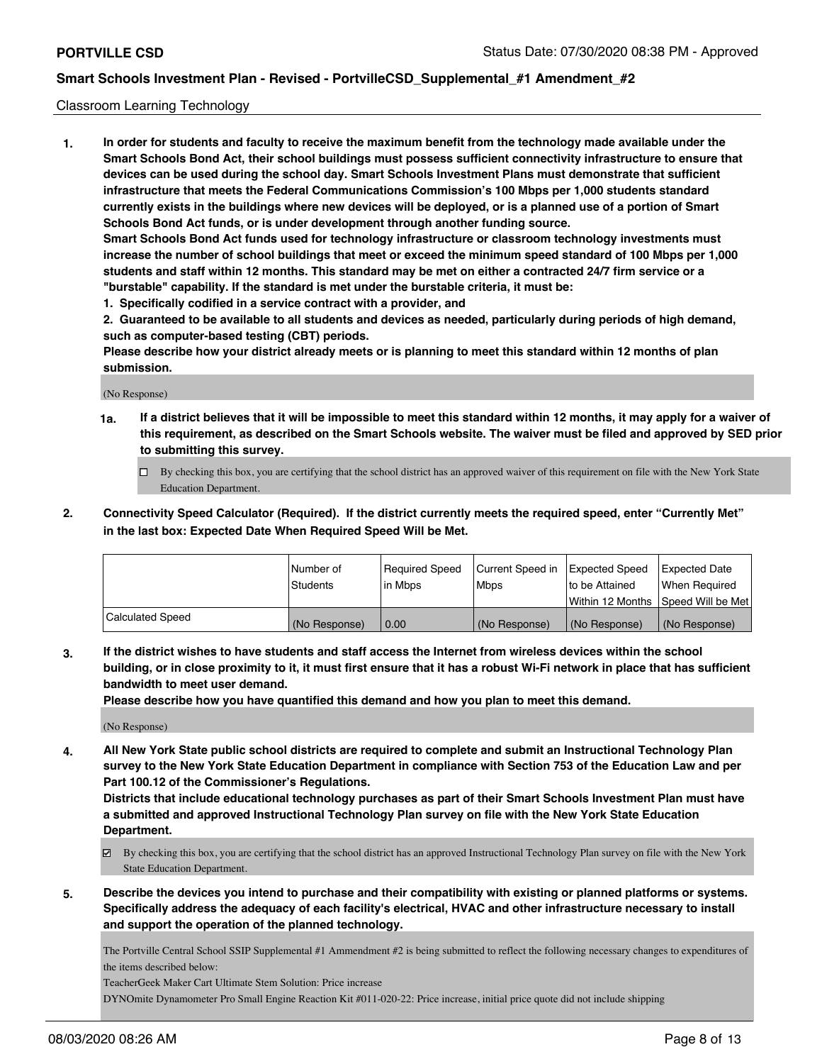Classroom Learning Technology

**1. In order for students and faculty to receive the maximum benefit from the technology made available under the Smart Schools Bond Act, their school buildings must possess sufficient connectivity infrastructure to ensure that devices can be used during the school day. Smart Schools Investment Plans must demonstrate that sufficient infrastructure that meets the Federal Communications Commission's 100 Mbps per 1,000 students standard currently exists in the buildings where new devices will be deployed, or is a planned use of a portion of Smart Schools Bond Act funds, or is under development through another funding source.**

**Smart Schools Bond Act funds used for technology infrastructure or classroom technology investments must increase the number of school buildings that meet or exceed the minimum speed standard of 100 Mbps per 1,000 students and staff within 12 months. This standard may be met on either a contracted 24/7 firm service or a "burstable" capability. If the standard is met under the burstable criteria, it must be:**

**1. Specifically codified in a service contract with a provider, and**

**2. Guaranteed to be available to all students and devices as needed, particularly during periods of high demand, such as computer-based testing (CBT) periods.**

**Please describe how your district already meets or is planning to meet this standard within 12 months of plan submission.**

(No Response)

**1a. If a district believes that it will be impossible to meet this standard within 12 months, it may apply for a waiver of this requirement, as described on the Smart Schools website. The waiver must be filed and approved by SED prior to submitting this survey.**

☐ By checking this box, you are certifying that the school district has an approved waiver of this requirement on file with the New York State Education Department.

**2. Connectivity Speed Calculator (Required). If the district currently meets the required speed, enter "Currently Met" in the last box: Expected Date When Required Speed Will be Met.**

| | Number of Students | Required Speed in Mbps | Current Speed in Mbps | Expected Speed to be Attained Within 12 Months | Expected Date When Required Speed Will be Met |
|---|---|---|---|---|---|
| Calculated Speed | (No Response) | 0.00 | (No Response) | (No Response) | (No Response) |

**3. If the district wishes to have students and staff access the Internet from wireless devices within the school building, or in close proximity to it, it must first ensure that it has a robust Wi-Fi network in place that has sufficient bandwidth to meet user demand.**

**Please describe how you have quantified this demand and how you plan to meet this demand.**

(No Response)

**4. All New York State public school districts are required to complete and submit an Instructional Technology Plan survey to the New York State Education Department in compliance with Section 753 of the Education Law and per Part 100.12 of the Commissioner's Regulations.**

**Districts that include educational technology purchases as part of their Smart Schools Investment Plan must have a submitted and approved Instructional Technology Plan survey on file with the New York State Education Department.**

☑ By checking this box, you are certifying that the school district has an approved Instructional Technology Plan survey on file with the New York State Education Department.

**5. Describe the devices you intend to purchase and their compatibility with existing or planned platforms or systems. Specifically address the adequacy of each facility's electrical, HVAC and other infrastructure necessary to install and support the operation of the planned technology.**

The Portville Central School SSIP Supplemental #1 Ammendment #2 is being submitted to reflect the following necessary changes to expenditures of the items described below:

TeacherGeek Maker Cart Ultimate Stem Solution: Price increase

DYNOmite Dynamometer Pro Small Engine Reaction Kit #011-020-22: Price increase, initial price quote did not include shipping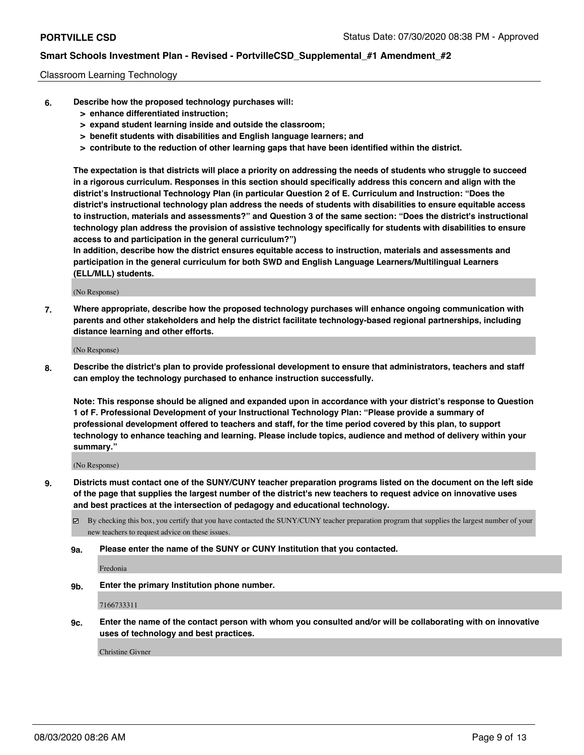Classroom Learning Technology

**6. Describe how the proposed technology purchases will:**
- **> enhance differentiated instruction;**
- **> expand student learning inside and outside the classroom;**
- **> benefit students with disabilities and English language learners; and**
- **> contribute to the reduction of other learning gaps that have been identified within the district.**

**The expectation is that districts will place a priority on addressing the needs of students who struggle to succeed in a rigorous curriculum. Responses in this section should specifically address this concern and align with the district's Instructional Technology Plan (in particular Question 2 of E. Curriculum and Instruction: "Does the district's instructional technology plan address the needs of students with disabilities to ensure equitable access to instruction, materials and assessments?" and Question 3 of the same section: "Does the district's instructional technology plan address the provision of assistive technology specifically for students with disabilities to ensure access to and participation in the general curriculum?")**

**In addition, describe how the district ensures equitable access to instruction, materials and assessments and participation in the general curriculum for both SWD and English Language Learners/Multilingual Learners (ELL/MLL) students.**

(No Response)

**7. Where appropriate, describe how the proposed technology purchases will enhance ongoing communication with parents and other stakeholders and help the district facilitate technology-based regional partnerships, including distance learning and other efforts.**

(No Response)

**8. Describe the district's plan to provide professional development to ensure that administrators, teachers and staff can employ the technology purchased to enhance instruction successfully.**

**Note: This response should be aligned and expanded upon in accordance with your district's response to Question 1 of F. Professional Development of your Instructional Technology Plan: "Please provide a summary of professional development offered to teachers and staff, for the time period covered by this plan, to support technology to enhance teaching and learning. Please include topics, audience and method of delivery within your summary."**

(No Response)

**9. Districts must contact one of the SUNY/CUNY teacher preparation programs listed on the document on the left side of the page that supplies the largest number of the district's new teachers to request advice on innovative uses and best practices at the intersection of pedagogy and educational technology.**

☑ By checking this box, you certify that you have contacted the SUNY/CUNY teacher preparation program that supplies the largest number of your new teachers to request advice on these issues.

**9a. Please enter the name of the SUNY or CUNY Institution that you contacted.**

Fredonia

**9b. Enter the primary Institution phone number.**

7166733311

**9c. Enter the name of the contact person with whom you consulted and/or will be collaborating with on innovative uses of technology and best practices.**

Christine Givner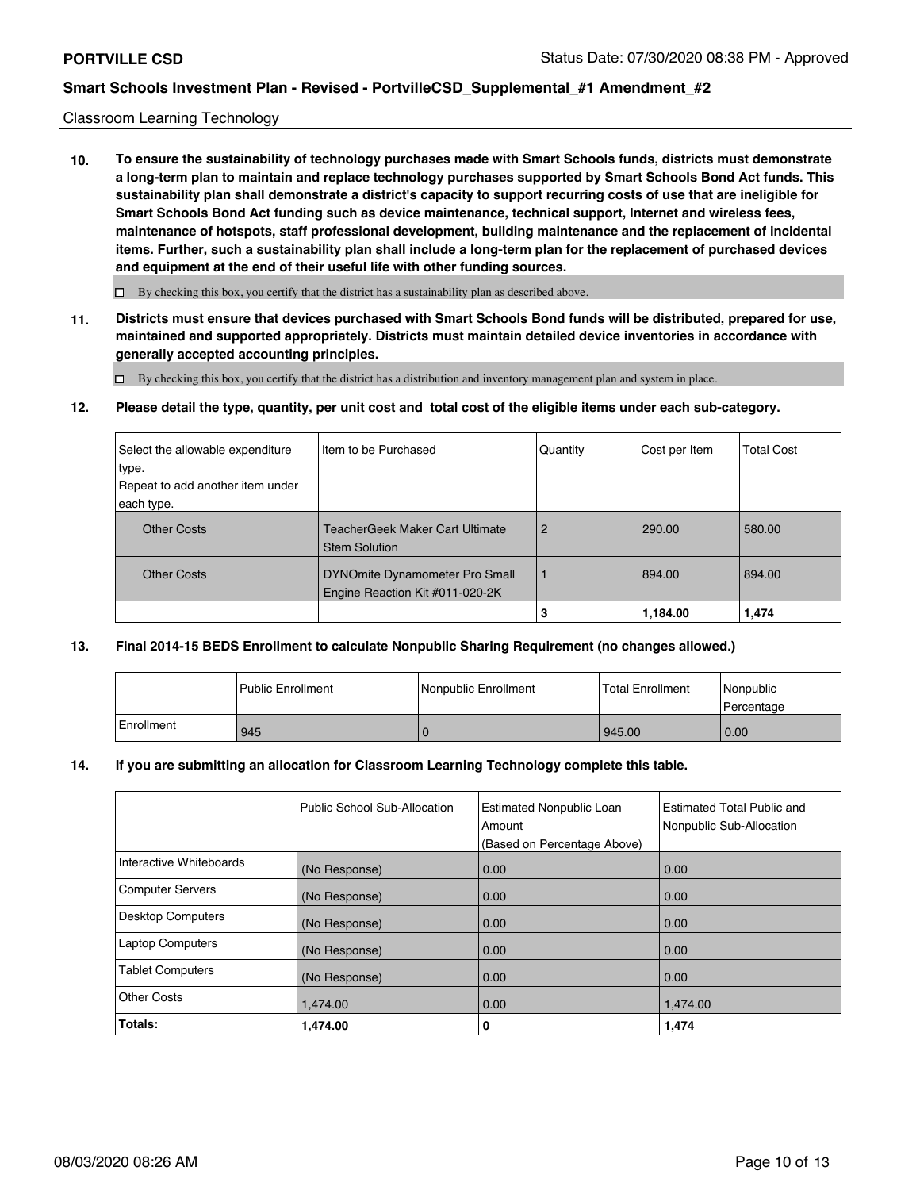Classroom Learning Technology

**10. To ensure the sustainability of technology purchases made with Smart Schools funds, districts must demonstrate a long-term plan to maintain and replace technology purchases supported by Smart Schools Bond Act funds. This sustainability plan shall demonstrate a district's capacity to support recurring costs of use that are ineligible for Smart Schools Bond Act funding such as device maintenance, technical support, Internet and wireless fees, maintenance of hotspots, staff professional development, building maintenance and the replacement of incidental items. Further, such a sustainability plan shall include a long-term plan for the replacement of purchased devices and equipment at the end of their useful life with other funding sources.**

☐ By checking this box, you certify that the district has a sustainability plan as described above.

**11. Districts must ensure that devices purchased with Smart Schools Bond funds will be distributed, prepared for use, maintained and supported appropriately. Districts must maintain detailed device inventories in accordance with generally accepted accounting principles.**

☐ By checking this box, you certify that the district has a distribution and inventory management plan and system in place.

**12. Please detail the type, quantity, per unit cost and total cost of the eligible items under each sub-category.**

| Select the allowable expenditure type. Repeat to add another item under each type. | Item to be Purchased | Quantity | Cost per Item | Total Cost |
|---|---|---|---|---|
| Other Costs | TeacherGeek Maker Cart Ultimate Stem Solution | 2 | 290.00 | 580.00 |
| Other Costs | DYNOmite Dynamometer Pro Small Engine Reaction Kit #011-020-2K | 1 | 894.00 | 894.00 |
| | | **3** | **1,184.00** | **1,474** |

**13. Final 2014-15 BEDS Enrollment to calculate Nonpublic Sharing Requirement (no changes allowed.)**

| | Public Enrollment | Nonpublic Enrollment | Total Enrollment | Nonpublic Percentage |
|---|---|---|---|---|
| Enrollment | 945 | 0 | 945.00 | 0.00 |

**14. If you are submitting an allocation for Classroom Learning Technology complete this table.**

| | Public School Sub-Allocation | Estimated Nonpublic Loan Amount (Based on Percentage Above) | Estimated Total Public and Nonpublic Sub-Allocation |
|---|---|---|---|
| Interactive Whiteboards | (No Response) | 0.00 | 0.00 |
| Computer Servers | (No Response) | 0.00 | 0.00 |
| Desktop Computers | (No Response) | 0.00 | 0.00 |
| Laptop Computers | (No Response) | 0.00 | 0.00 |
| Tablet Computers | (No Response) | 0.00 | 0.00 |
| Other Costs | 1,474.00 | 0.00 | 1,474.00 |
| **Totals:** | **1,474.00** | **0** | **1,474** |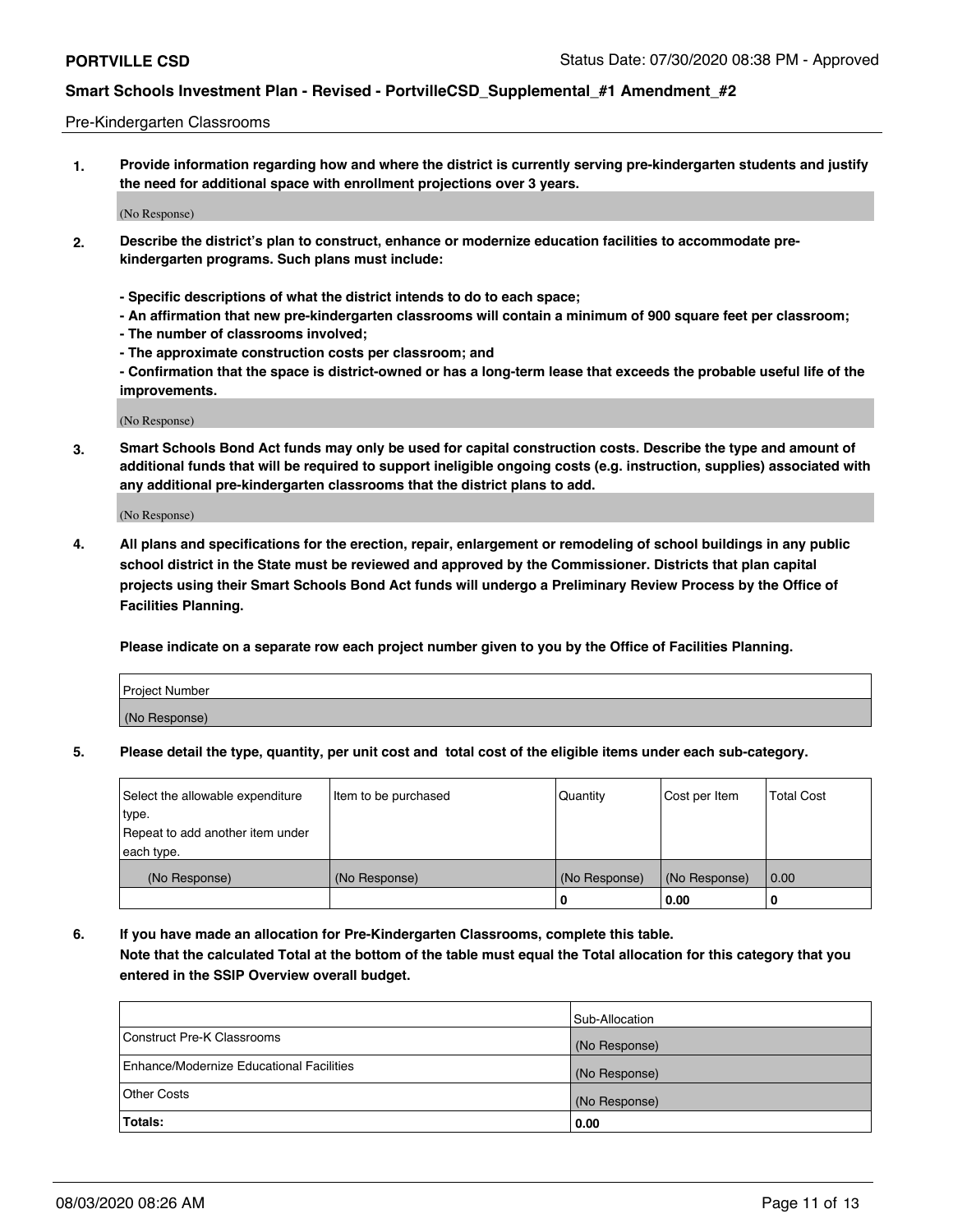## Pre-Kindergarten Classrooms

**1. Provide information regarding how and where the district is currently serving pre-kindergarten students and justify the need for additional space with enrollment projections over 3 years.**

(No Response)

**2. Describe the district's plan to construct, enhance or modernize education facilities to accommodate pre-kindergarten programs. Such plans must include:**

**- Specific descriptions of what the district intends to do to each space;**
**- An affirmation that new pre-kindergarten classrooms will contain a minimum of 900 square feet per classroom;**
**- The number of classrooms involved;**
**- The approximate construction costs per classroom; and**
**- Confirmation that the space is district-owned or has a long-term lease that exceeds the probable useful life of the improvements.**

(No Response)

**3. Smart Schools Bond Act funds may only be used for capital construction costs. Describe the type and amount of additional funds that will be required to support ineligible ongoing costs (e.g. instruction, supplies) associated with any additional pre-kindergarten classrooms that the district plans to add.**

(No Response)

**4. All plans and specifications for the erection, repair, enlargement or remodeling of school buildings in any public school district in the State must be reviewed and approved by the Commissioner. Districts that plan capital projects using their Smart Schools Bond Act funds will undergo a Preliminary Review Process by the Office of Facilities Planning.**

**Please indicate on a separate row each project number given to you by the Office of Facilities Planning.**

| Project Number |
|---|
| (No Response) |

**5. Please detail the type, quantity, per unit cost and total cost of the eligible items under each sub-category.**

| Select the allowable expenditure type. Repeat to add another item under each type. | Item to be purchased | Quantity | Cost per Item | Total Cost |
|---|---|---|---|---|
| (No Response) | (No Response) | (No Response) | (No Response) | 0.00 |
| | | 0 | 0.00 | 0 |

**6. If you have made an allocation for Pre-Kindergarten Classrooms, complete this table. Note that the calculated Total at the bottom of the table must equal the Total allocation for this category that you entered in the SSIP Overview overall budget.**

| | Sub-Allocation |
|---|---|
| Construct Pre-K Classrooms | (No Response) |
| Enhance/Modernize Educational Facilities | (No Response) |
| Other Costs | (No Response) |
| **Totals:** | **0.00** |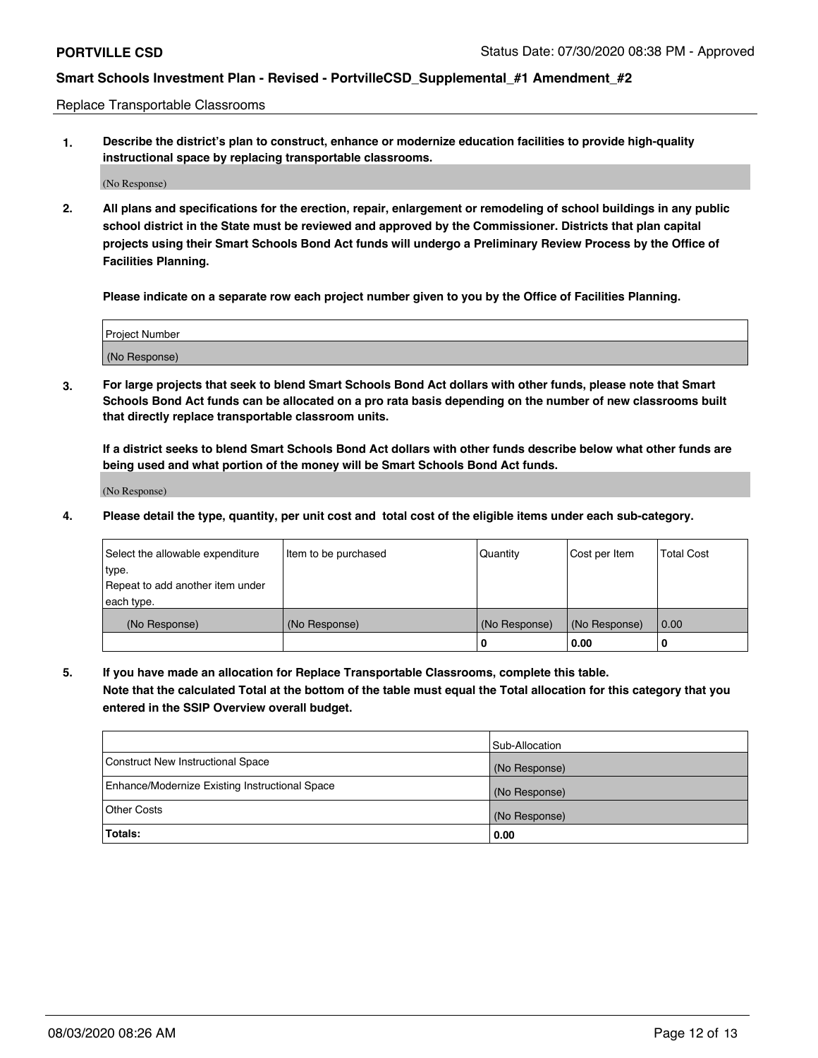Replace Transportable Classrooms

**1. Describe the district's plan to construct, enhance or modernize education facilities to provide high-quality instructional space by replacing transportable classrooms.**

(No Response)

**2. All plans and specifications for the erection, repair, enlargement or remodeling of school buildings in any public school district in the State must be reviewed and approved by the Commissioner. Districts that plan capital projects using their Smart Schools Bond Act funds will undergo a Preliminary Review Process by the Office of Facilities Planning.**

**Please indicate on a separate row each project number given to you by the Office of Facilities Planning.**

| Project Number |
|---|
| (No Response) |

**3. For large projects that seek to blend Smart Schools Bond Act dollars with other funds, please note that Smart Schools Bond Act funds can be allocated on a pro rata basis depending on the number of new classrooms built that directly replace transportable classroom units.**

**If a district seeks to blend Smart Schools Bond Act dollars with other funds describe below what other funds are being used and what portion of the money will be Smart Schools Bond Act funds.**

(No Response)

**4. Please detail the type, quantity, per unit cost and total cost of the eligible items under each sub-category.**

| Select the allowable expenditure type. Repeat to add another item under each type. | Item to be purchased | Quantity | Cost per Item | Total Cost |
|---|---|---|---|---|
| (No Response) | (No Response) | (No Response) | (No Response) | 0.00 |
| | | 0 | 0.00 | 0 |

**5. If you have made an allocation for Replace Transportable Classrooms, complete this table. Note that the calculated Total at the bottom of the table must equal the Total allocation for this category that you entered in the SSIP Overview overall budget.**

| | Sub-Allocation |
|---|---|
| Construct New Instructional Space | (No Response) |
| Enhance/Modernize Existing Instructional Space | (No Response) |
| Other Costs | (No Response) |
| **Totals:** | **0.00** |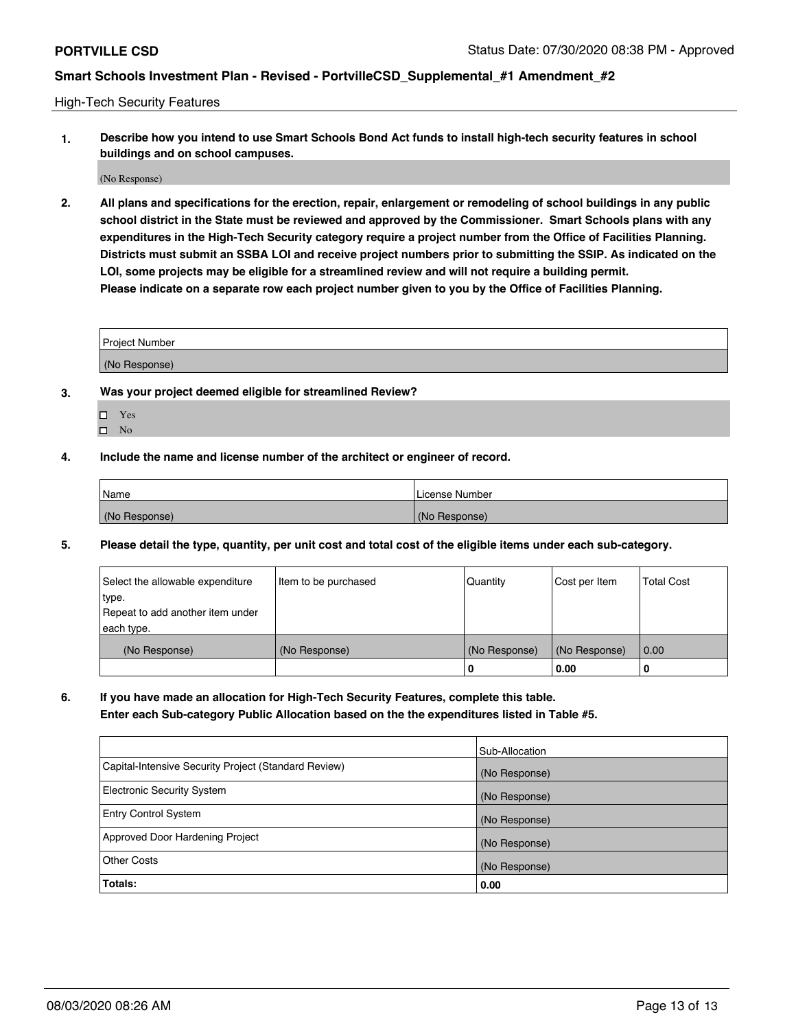High-Tech Security Features

**1. Describe how you intend to use Smart Schools Bond Act funds to install high-tech security features in school buildings and on school campuses.**

(No Response)

**2. All plans and specifications for the erection, repair, enlargement or remodeling of school buildings in any public school district in the State must be reviewed and approved by the Commissioner. Smart Schools plans with any expenditures in the High-Tech Security category require a project number from the Office of Facilities Planning. Districts must submit an SSBA LOI and receive project numbers prior to submitting the SSIP. As indicated on the LOI, some projects may be eligible for a streamlined review and will not require a building permit. Please indicate on a separate row each project number given to you by the Office of Facilities Planning.**

| Project Number |
| --- |
| (No Response) |

**3. Was your project deemed eligible for streamlined Review?**

- ☐ Yes
- ☐ No

**4. Include the name and license number of the architect or engineer of record.**

| Name | License Number |
| --- | --- |
| (No Response) | (No Response) |

**5. Please detail the type, quantity, per unit cost and total cost of the eligible items under each sub-category.**

| Select the allowable expenditure type. Repeat to add another item under each type. | Item to be purchased | Quantity | Cost per Item | Total Cost |
| --- | --- | --- | --- | --- |
| (No Response) | (No Response) | (No Response) | (No Response) | 0.00 |
| | | 0 | 0.00 | 0 |

**6. If you have made an allocation for High-Tech Security Features, complete this table. Enter each Sub-category Public Allocation based on the the expenditures listed in Table #5.**

| | Sub-Allocation |
| --- | --- |
| Capital-Intensive Security Project (Standard Review) | (No Response) |
| Electronic Security System | (No Response) |
| Entry Control System | (No Response) |
| Approved Door Hardening Project | (No Response) |
| Other Costs | (No Response) |
| **Totals:** | **0.00** |